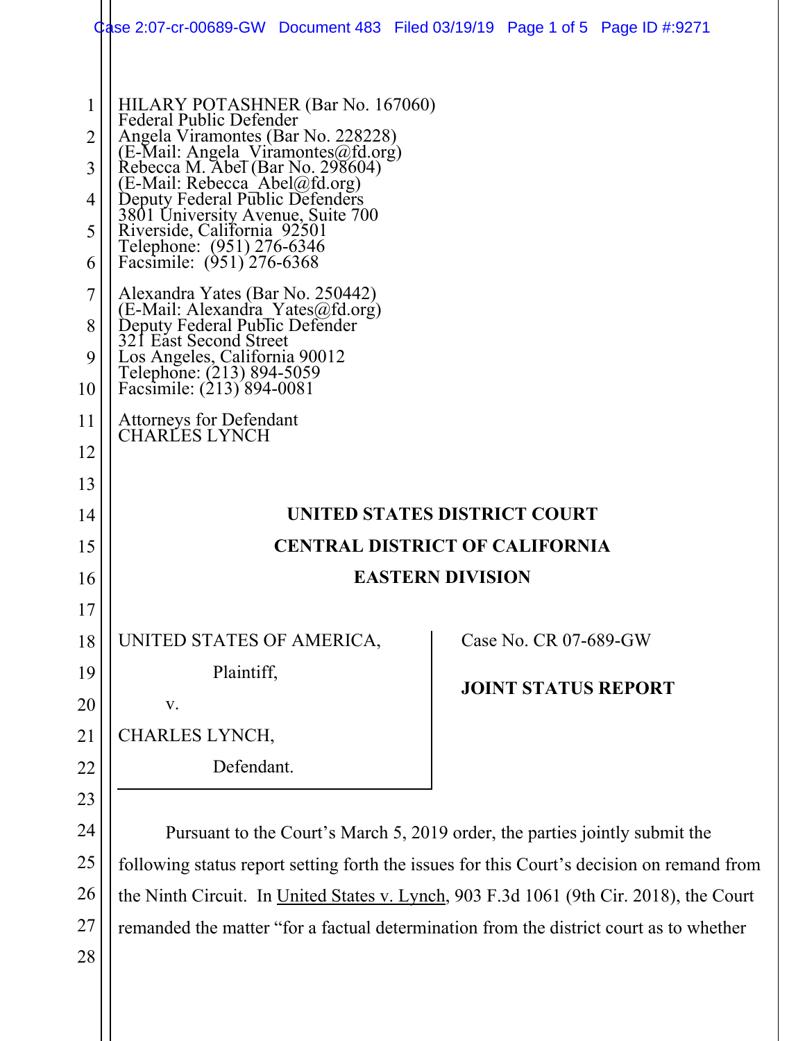HILARY POTASHNER (Bar No. 167060)
Federal Public Defender
Angela Viramontes (Bar No. 228228)
(E-Mail: Angela_Viramontes@fd.org)
Rebecca M. Abel (Bar No. 298604)
(E-Mail: Rebecca_Abel@fd.org)
Deputy Federal Public Defenders
3801 University Avenue, Suite 700
Riverside, California 92501
Telephone: (951) 276-6346
Facsimile: (951) 276-6368

Alexandra Yates (Bar No. 250442)
(E-Mail: Alexandra_Yates@fd.org)
Deputy Federal Public Defender
321 East Second Street
Los Angeles, California 90012
Telephone: (213) 894-5059
Facsimile: (213) 894-0081

Attorneys for Defendant
CHARLES LYNCH

**UNITED STATES DISTRICT COURT**

**CENTRAL DISTRICT OF CALIFORNIA**

**EASTERN DIVISION**

UNITED STATES OF AMERICA,

Plaintiff,

v.

CHARLES LYNCH,

Defendant.

Case No. CR 07-689-GW

**JOINT STATUS REPORT**

Pursuant to the Court's March 5, 2019 order, the parties jointly submit the following status report setting forth the issues for this Court's decision on remand from the Ninth Circuit. In United States v. Lynch, 903 F.3d 1061 (9th Cir. 2018), the Court remanded the matter "for a factual determination from the district court as to whether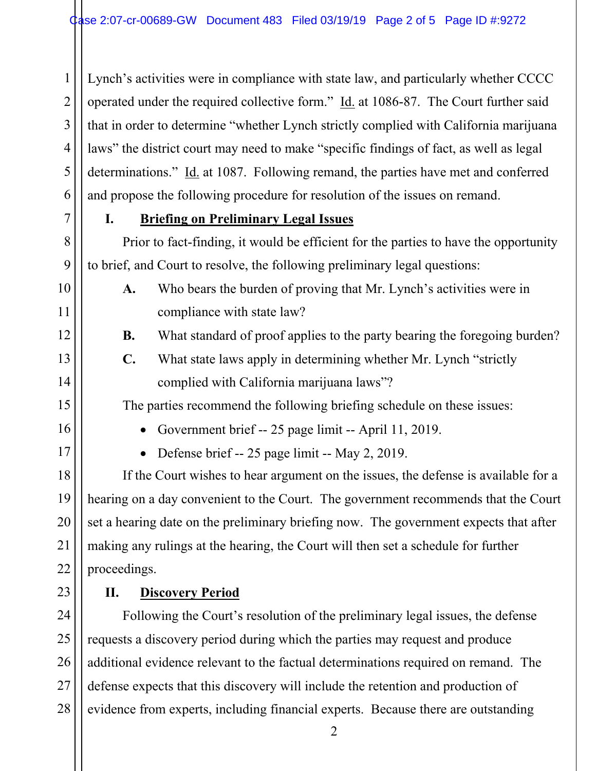Lynch's activities were in compliance with state law, and particularly whether CCCC operated under the required collective form." Id. at 1086-87. The Court further said that in order to determine "whether Lynch strictly complied with California marijuana laws" the district court may need to make "specific findings of fact, as well as legal determinations." Id. at 1087. Following remand, the parties have met and conferred and propose the following procedure for resolution of the issues on remand.

## I. Briefing on Preliminary Legal Issues

Prior to fact-finding, it would be efficient for the parties to have the opportunity to brief, and Court to resolve, the following preliminary legal questions:

**A.** Who bears the burden of proving that Mr. Lynch's activities were in compliance with state law?

**B.** What standard of proof applies to the party bearing the foregoing burden?

**C.** What state laws apply in determining whether Mr. Lynch "strictly complied with California marijuana laws"?

The parties recommend the following briefing schedule on these issues:

- Government brief -- 25 page limit -- April 11, 2019.
- Defense brief -- 25 page limit -- May 2, 2019.

If the Court wishes to hear argument on the issues, the defense is available for a hearing on a day convenient to the Court. The government recommends that the Court set a hearing date on the preliminary briefing now. The government expects that after making any rulings at the hearing, the Court will then set a schedule for further proceedings.

## II. Discovery Period

Following the Court's resolution of the preliminary legal issues, the defense requests a discovery period during which the parties may request and produce additional evidence relevant to the factual determinations required on remand. The defense expects that this discovery will include the retention and production of evidence from experts, including financial experts. Because there are outstanding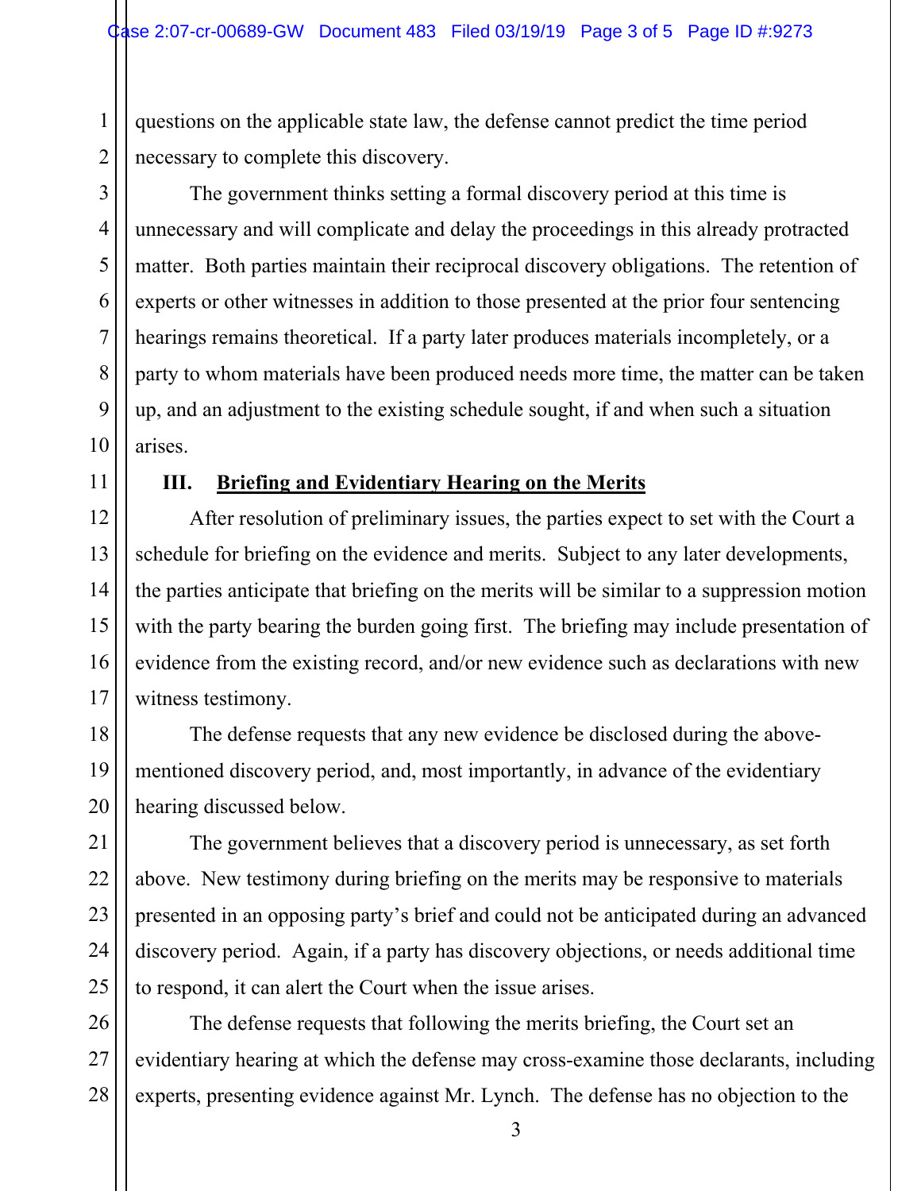questions on the applicable state law, the defense cannot predict the time period necessary to complete this discovery.

The government thinks setting a formal discovery period at this time is unnecessary and will complicate and delay the proceedings in this already protracted matter. Both parties maintain their reciprocal discovery obligations. The retention of experts or other witnesses in addition to those presented at the prior four sentencing hearings remains theoretical. If a party later produces materials incompletely, or a party to whom materials have been produced needs more time, the matter can be taken up, and an adjustment to the existing schedule sought, if and when such a situation arises.

### III. <u>Briefing and Evidentiary Hearing on the Merits</u>

After resolution of preliminary issues, the parties expect to set with the Court a schedule for briefing on the evidence and merits. Subject to any later developments, the parties anticipate that briefing on the merits will be similar to a suppression motion with the party bearing the burden going first. The briefing may include presentation of evidence from the existing record, and/or new evidence such as declarations with new witness testimony.

The defense requests that any new evidence be disclosed during the above-mentioned discovery period, and, most importantly, in advance of the evidentiary hearing discussed below.

The government believes that a discovery period is unnecessary, as set forth above. New testimony during briefing on the merits may be responsive to materials presented in an opposing party's brief and could not be anticipated during an advanced discovery period. Again, if a party has discovery objections, or needs additional time to respond, it can alert the Court when the issue arises.

The defense requests that following the merits briefing, the Court set an evidentiary hearing at which the defense may cross-examine those declarants, including experts, presenting evidence against Mr. Lynch. The defense has no objection to the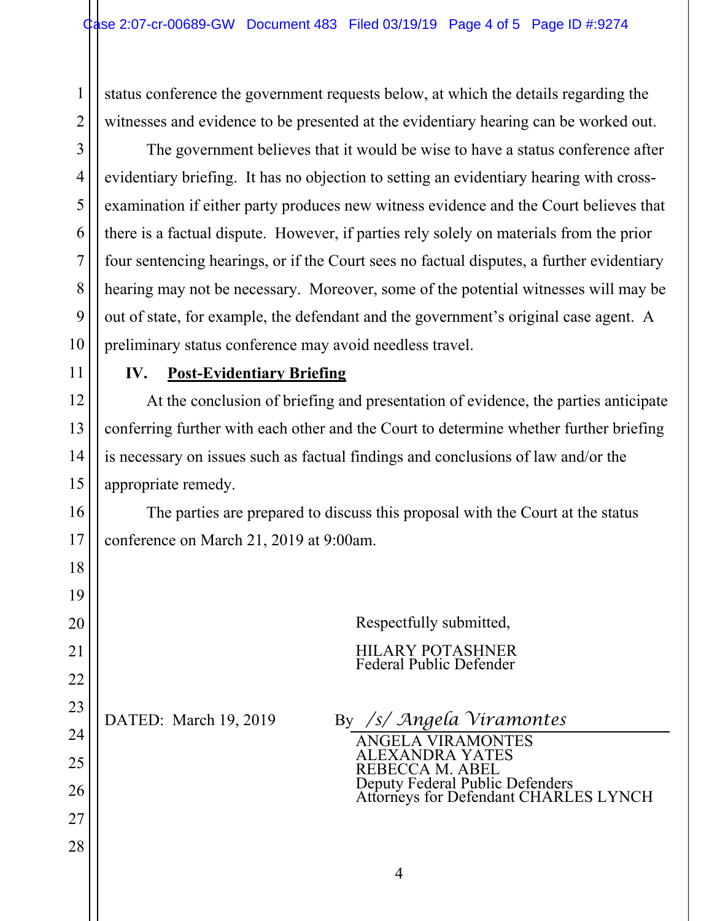status conference the government requests below, at which the details regarding the witnesses and evidence to be presented at the evidentiary hearing can be worked out.

The government believes that it would be wise to have a status conference after evidentiary briefing. It has no objection to setting an evidentiary hearing with cross-examination if either party produces new witness evidence and the Court believes that there is a factual dispute. However, if parties rely solely on materials from the prior four sentencing hearings, or if the Court sees no factual disputes, a further evidentiary hearing may not be necessary. Moreover, some of the potential witnesses will may be out of state, for example, the defendant and the government's original case agent. A preliminary status conference may avoid needless travel.

**IV. Post-Evidentiary Briefing**

At the conclusion of briefing and presentation of evidence, the parties anticipate conferring further with each other and the Court to determine whether further briefing is necessary on issues such as factual findings and conclusions of law and/or the appropriate remedy.

The parties are prepared to discuss this proposal with the Court at the status conference on March 21, 2019 at 9:00am.

Respectfully submitted,

HILARY POTASHNER
Federal Public Defender

DATED: March 19, 2019

By */s/ Angela Viramontes*
ANGELA VIRAMONTES
ALEXANDRA YATES
REBECCA M. ABEL
Deputy Federal Public Defenders
Attorneys for Defendant CHARLES LYNCH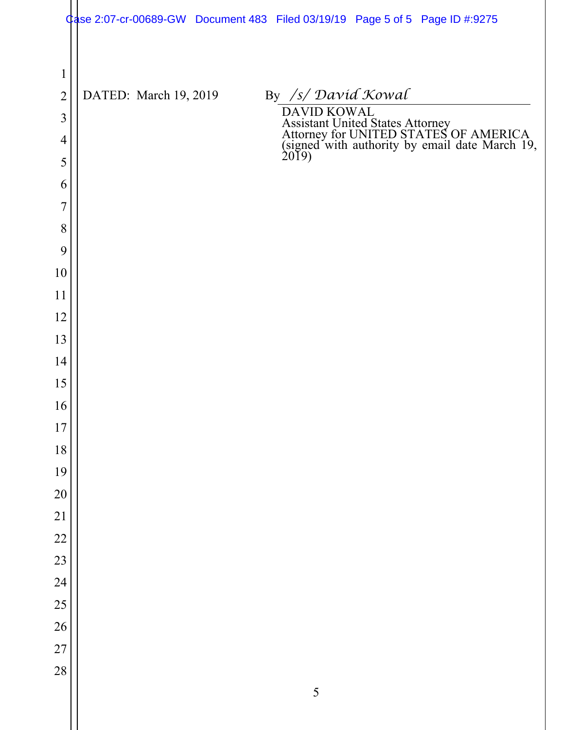DATED: March 19, 2019

By */s/ David Kowal*

DAVID KOWAL
Assistant United States Attorney
Attorney for UNITED STATES OF AMERICA
(signed with authority by email date March 19, 2019)